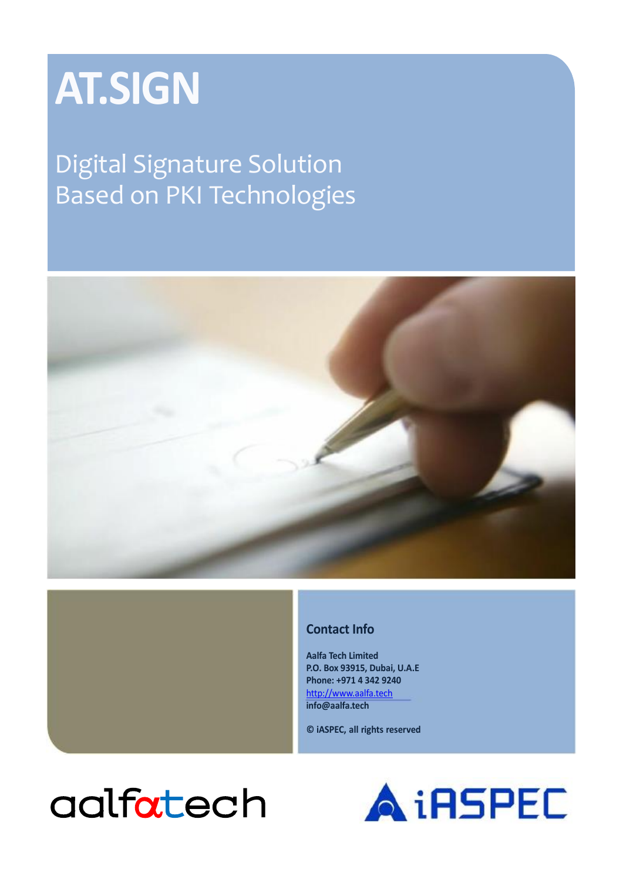# AT.SIGN

## Digital Signature Solution Based on PKI Technologies

### Contact Info

**Aalfa Tech Limited**
**P.O. Box 93915, Dubai, U.A.E**
**Phone: +971 4 342 9240**
http://www.aalfa.tech
**info@aalfa.tech**

**© iASPEC, all rights reserved**

aalfatech

iASPEC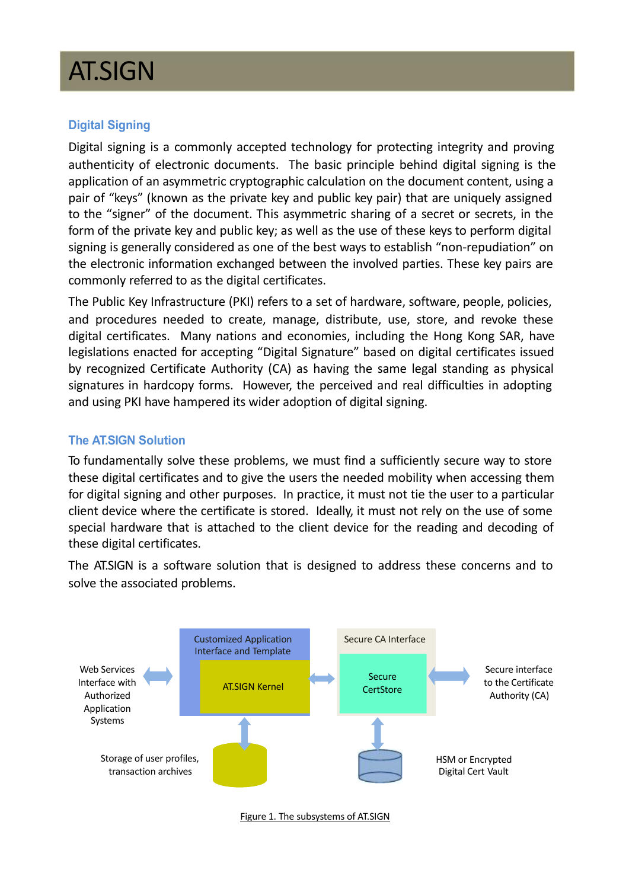# AT.SIGN

## Digital Signing

Digital signing is a commonly accepted technology for protecting integrity and proving authenticity of electronic documents. The basic principle behind digital signing is the application of an asymmetric cryptographic calculation on the document content, using a pair of "keys" (known as the private key and public key pair) that are uniquely assigned to the "signer" of the document. This asymmetric sharing of a secret or secrets, in the form of the private key and public key; as well as the use of these keys to perform digital signing is generally considered as one of the best ways to establish "non-repudiation" on the electronic information exchanged between the involved parties. These key pairs are commonly referred to as the digital certificates.

The Public Key Infrastructure (PKI) refers to a set of hardware, software, people, policies, and procedures needed to create, manage, distribute, use, store, and revoke these digital certificates. Many nations and economies, including the Hong Kong SAR, have legislations enacted for accepting "Digital Signature" based on digital certificates issued by recognized Certificate Authority (CA) as having the same legal standing as physical signatures in hardcopy forms. However, the perceived and real difficulties in adopting and using PKI have hampered its wider adoption of digital signing.

## The AT.SIGN Solution

To fundamentally solve these problems, we must find a sufficiently secure way to store these digital certificates and to give the users the needed mobility when accessing them for digital signing and other purposes. In practice, it must not tie the user to a particular client device where the certificate is stored. Ideally, it must not rely on the use of some special hardware that is attached to the client device for the reading and decoding of these digital certificates.

The AT.SIGN is a software solution that is designed to address these concerns and to solve the associated problems.

Web Services Interface with Authorized Application Systems

Customized Application Interface and Template

AT.SIGN Kernel

Secure CA Interface

Secure CertStore

Secure interface to the Certificate Authority (CA)

Storage of user profiles, transaction archives

HSM or Encrypted Digital Cert Vault

Figure 1. The subsystems of AT.SIGN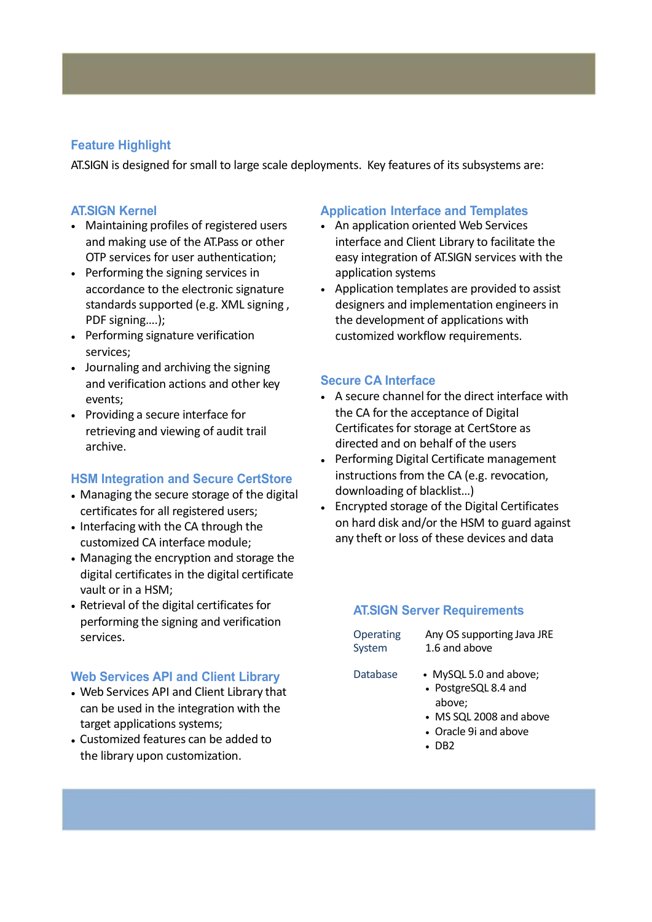## Feature Highlight

AT.SIGN is designed for small to large scale deployments. Key features of its subsystems are:

### AT.SIGN Kernel

- Maintaining profiles of registered users and making use of the AT.Pass or other OTP services for user authentication;
- Performing the signing services in accordance to the electronic signature standards supported (e.g. XML signing , PDF signing….);
- Performing signature verification services;
- Journaling and archiving the signing and verification actions and other key events;
- Providing a secure interface for retrieving and viewing of audit trail archive.

### HSM Integration and Secure CertStore

- Managing the secure storage of the digital certificates for all registered users;
- Interfacing with the CA through the customized CA interface module;
- Managing the encryption and storage the digital certificates in the digital certificate vault or in a HSM;
- Retrieval of the digital certificates for performing the signing and verification services.

### Web Services API and Client Library

- Web Services API and Client Library that can be used in the integration with the target applications systems;
- Customized features can be added to the library upon customization.

### Application Interface and Templates

- An application oriented Web Services interface and Client Library to facilitate the easy integration of AT.SIGN services with the application systems
- Application templates are provided to assist designers and implementation engineers in the development of applications with customized workflow requirements.

### Secure CA Interface

- A secure channel for the direct interface with the CA for the acceptance of Digital Certificates for storage at CertStore as directed and on behalf of the users
- Performing Digital Certificate management instructions from the CA (e.g. revocation, downloading of blacklist…)
- Encrypted storage of the Digital Certificates on hard disk and/or the HSM to guard against any theft or loss of these devices and data

### AT.SIGN Server Requirements

| | |
|---|---|
| Operating System | Any OS supporting Java JRE 1.6 and above |
| Database | • MySQL 5.0 and above; • PostgreSQL 8.4 and above; • MS SQL 2008 and above • Oracle 9i and above • DB2 |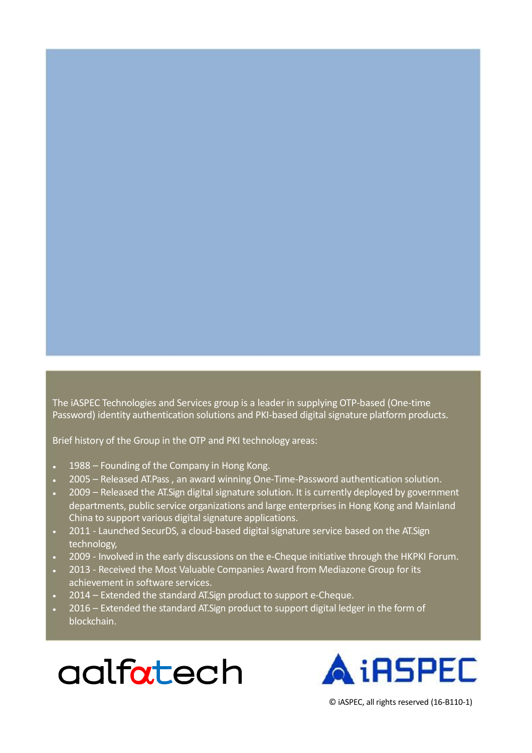The iASPEC Technologies and Services group is a leader in supplying OTP-based (One-time Password) identity authentication solutions and PKI-based digital signature platform products.

Brief history of the Group in the OTP and PKI technology areas:

- 1988 – Founding of the Company in Hong Kong.
- 2005 – Released AT.Pass , an award winning One-Time-Password authentication solution.
- 2009 – Released the AT.Sign digital signature solution. It is currently deployed by government departments, public service organizations and large enterprises in Hong Kong and Mainland China to support various digital signature applications.
- 2011 - Launched SecurDS, a cloud-based digital signature service based on the AT.Sign technology,
- 2009 - Involved in the early discussions on the e-Cheque initiative through the HKPKI Forum.
- 2013 - Received the Most Valuable Companies Award from Mediazone Group for its achievement in software services.
- 2014 – Extended the standard AT.Sign product to support e-Cheque.
- 2016 – Extended the standard AT.Sign product to support digital ledger in the form of blockchain.

aalfatech

iASPEC

© iASPEC, all rights reserved (16-B110-1)